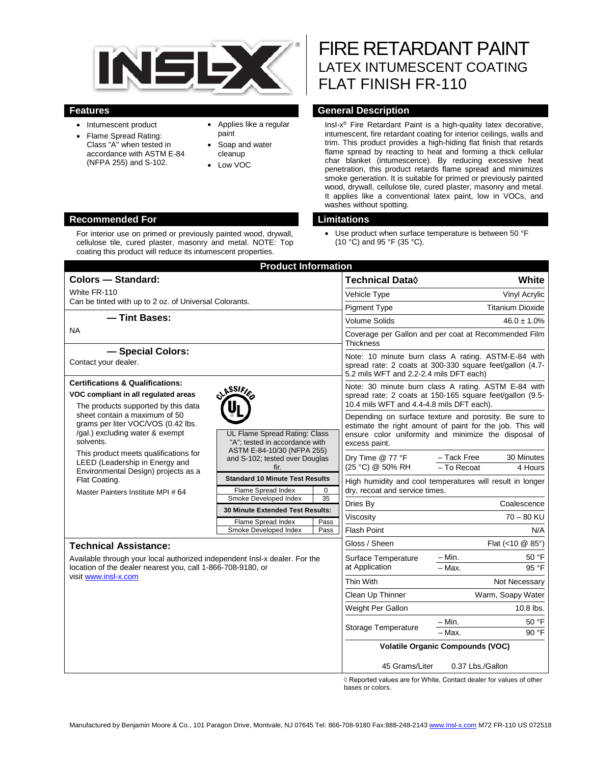# FIRE RETARDANT PAINT

## LATEX INTUMESCENT COATING

## FLAT FINISH FR-110

## Features

- Intumescent product
- Flame Spread Rating: Class "A" when tested in accordance with ASTM E-84 (NFPA 255) and S-102.
- Applies like a regular paint
- Soap and water cleanup
- Low VOC

## General Description

Insl-x® Fire Retardant Paint is a high-quality latex decorative, intumescent, fire retardant coating for interior ceilings, walls and trim. This product provides a high-hiding flat finish that retards flame spread by reacting to heat and forming a thick cellular char blanket (intumescence). By reducing excessive heat penetration, this product retards flame spread and minimizes smoke generation. It is suitable for primed or previously painted wood, drywall, cellulose tile, cured plaster, masonry and metal. It applies like a conventional latex paint, low in VOCs, and washes without spotting.

## Recommended For

For interior use on primed or previously painted wood, drywall, cellulose tile, cured plaster, masonry and metal. NOTE: Top coating this product will reduce its intumescent properties.

## Limitations

- Use product when surface temperature is between 50 °F (10 °C) and 95 °F (35 °C).

## Product Information

### Colors — Standard:

White FR-110
Can be tinted with up to 2 oz. of Universal Colorants.

### — Tint Bases:

NA

### — Special Colors:

Contact your dealer.

### Certifications & Qualifications:

**VOC compliant in all regulated areas**

The products supported by this data sheet contain a maximum of 50 grams per liter VOC/VOS (0.42 lbs. /gal.) excluding water & exempt solvents.

This product meets qualifications for LEED (Leadership in Energy and Environmental Design) projects as a Flat Coating.

Master Painters Institute MPI # 64

UL Flame Spread Rating: Class "A"; tested in accordance with ASTM E-84-10/30 (NFPA 255) and S-102; tested over Douglas fir.

| Standard 10 Minute Test Results | |
|---|---|
| Flame Spread Index | 0 |
| Smoke Developed Index | 35 |

| 30 Minute Extended Test Results: | |
|---|---|
| Flame Spread Index | Pass |
| Smoke Developed Index | Pass |

### Technical Assistance:

Available through your local authorized independent Insl-x dealer. For the location of the dealer nearest you, call 1-866-708-9180, or visit www.insl-x.com

| Technical Data◊ | | White |
|---|---|---|
| Vehicle Type | | Vinyl Acrylic |
| Pigment Type | | Titanium Dioxide |
| Volume Solids | | 46.0 ± 1.0% |
| Coverage per Gallon and per coat at Recommended Film Thickness | | |
| Note: 10 minute burn class A rating. ASTM-E-84 with spread rate: 2 coats at 300-330 square feet/gallon (4.7-5.2 mils WFT and 2.2-2.4 mils DFT each) | | |
| Note: 30 minute burn class A rating. ASTM E-84 with spread rate: 2 coats at 150-165 square feet/gallon (9.5-10.4 mils WFT and 4.4-4.8 mils DFT each). | | |
| Depending on surface texture and porosity. Be sure to estimate the right amount of paint for the job. This will ensure color uniformity and minimize the disposal of excess paint. | | |
| Dry Time @ 77 °F (25 °C) @ 50% RH | – Tack Free | 30 Minutes |
| | – To Recoat | 4 Hours |
| High humidity and cool temperatures will result in longer dry, recoat and service times. | | |
| Dries By | | Coalescence |
| Viscosity | | 70 – 80 KU |
| Flash Point | | N/A |
| Gloss / Sheen | | Flat (<10 @ 85°) |
| Surface Temperature at Application | – Min. | 50 °F |
| | – Max. | 95 °F |
| Thin With | | Not Necessary |
| Clean Up Thinner | | Warm, Soapy Water |
| Weight Per Gallon | | 10.8 lbs. |
| Storage Temperature | – Min. | 50 °F |
| | – Max. | 90 °F |
| Volatile Organic Compounds (VOC) | | |
| 45 Grams/Liter | | 0.37 Lbs./Gallon |

◊ Reported values are for White, Contact dealer for values of other bases or colors.

Manufactured by Benjamin Moore & Co., 101 Paragon Drive, Montvale, NJ 07645 Tel: 866-708-9180 Fax:888-248-2143 www.Insl-x.com M72 FR-110 US 072518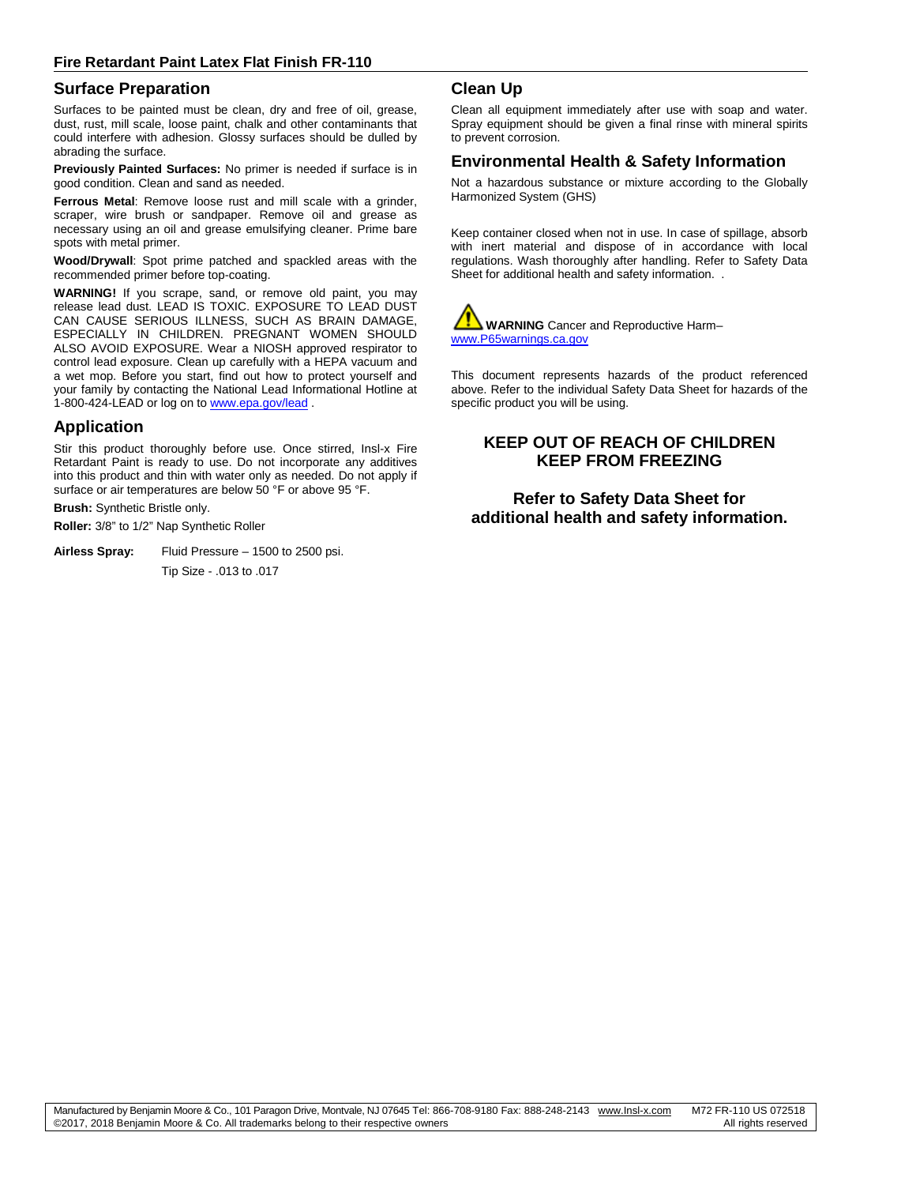## Surface Preparation

Surfaces to be painted must be clean, dry and free of oil, grease, dust, rust, mill scale, loose paint, chalk and other contaminants that could interfere with adhesion. Glossy surfaces should be dulled by abrading the surface.

**Previously Painted Surfaces:** No primer is needed if surface is in good condition. Clean and sand as needed.

**Ferrous Metal**: Remove loose rust and mill scale with a grinder, scraper, wire brush or sandpaper. Remove oil and grease as necessary using an oil and grease emulsifying cleaner. Prime bare spots with metal primer.

**Wood/Drywall**: Spot prime patched and spackled areas with the recommended primer before top-coating.

**WARNING!** If you scrape, sand, or remove old paint, you may release lead dust. LEAD IS TOXIC. EXPOSURE TO LEAD DUST CAN CAUSE SERIOUS ILLNESS, SUCH AS BRAIN DAMAGE, ESPECIALLY IN CHILDREN. PREGNANT WOMEN SHOULD ALSO AVOID EXPOSURE. Wear a NIOSH approved respirator to control lead exposure. Clean up carefully with a HEPA vacuum and a wet mop. Before you start, find out how to protect yourself and your family by contacting the National Lead Informational Hotline at 1-800-424-LEAD or log on to www.epa.gov/lead .

## Application

Stir this product thoroughly before use. Once stirred, Insl-x Fire Retardant Paint is ready to use. Do not incorporate any additives into this product and thin with water only as needed. Do not apply if surface or air temperatures are below 50 °F or above 95 °F.

**Brush:** Synthetic Bristle only.

**Roller:** 3/8" to 1/2" Nap Synthetic Roller

**Airless Spray:** Fluid Pressure – 1500 to 2500 psi.
Tip Size - .013 to .017

## Clean Up

Clean all equipment immediately after use with soap and water. Spray equipment should be given a final rinse with mineral spirits to prevent corrosion.

## Environmental Health & Safety Information

Not a hazardous substance or mixture according to the Globally Harmonized System (GHS)

Keep container closed when not in use. In case of spillage, absorb with inert material and dispose of in accordance with local regulations. Wash thoroughly after handling. Refer to Safety Data Sheet for additional health and safety information. .

**WARNING** Cancer and Reproductive Harm– www.P65warnings.ca.gov

This document represents hazards of the product referenced above. Refer to the individual Safety Data Sheet for hazards of the specific product you will be using.

**KEEP OUT OF REACH OF CHILDREN**
**KEEP FROM FREEZING**

**Refer to Safety Data Sheet for additional health and safety information.**

Manufactured by Benjamin Moore & Co., 101 Paragon Drive, Montvale, NJ 07645 Tel: 866-708-9180 Fax: 888-248-2143 www.Insl-x.com M72 FR-110 US 072518
©2017, 2018 Benjamin Moore & Co. All trademarks belong to their respective owners All rights reserved